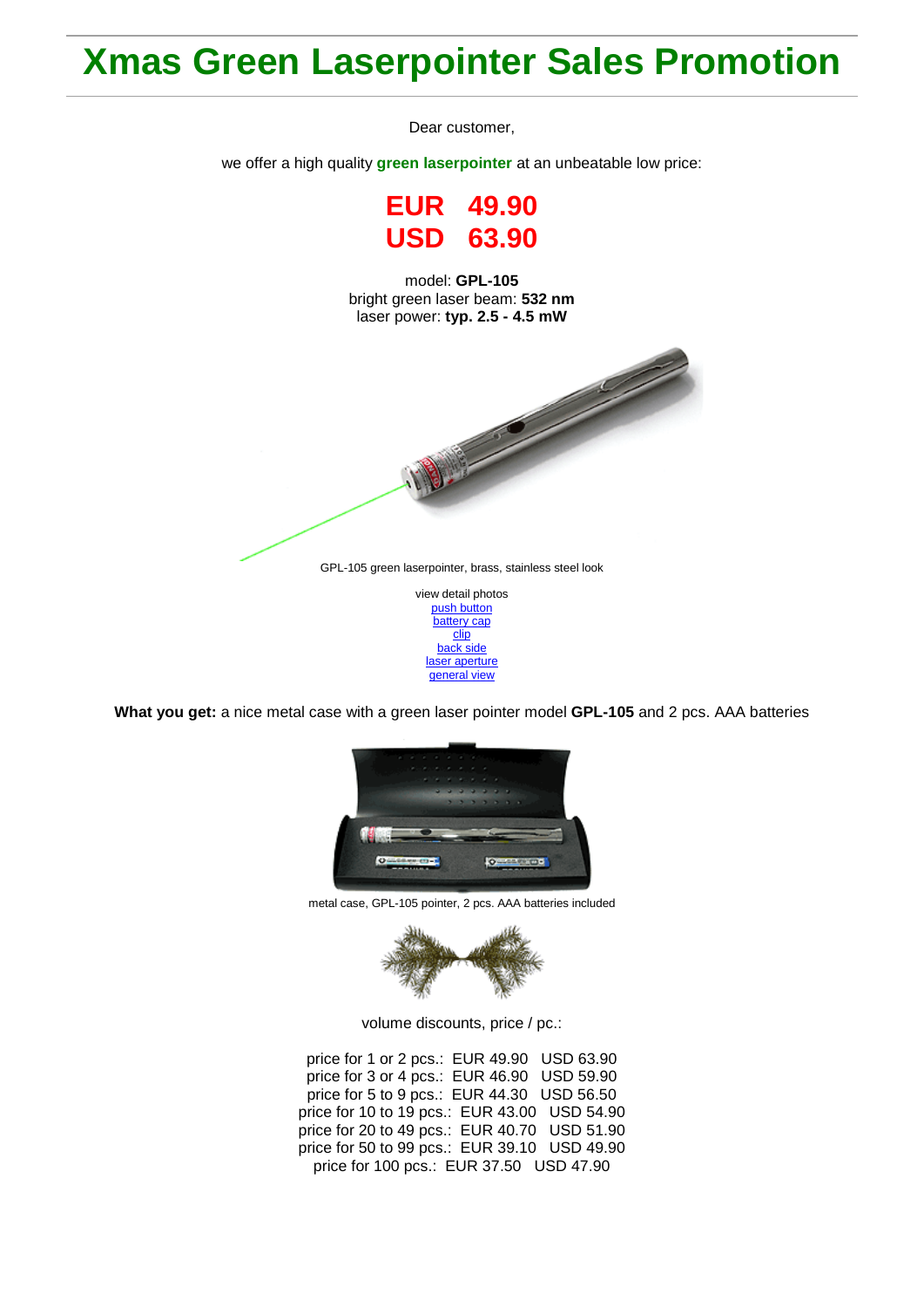# Xmas Green Laserpointer Sales Promotion

Dear customer,

we offer a high quality **green laserpointer** at an unbeatable low price:

**EUR 49.90**
**USD 63.90**

model: **GPL-105**
bright green laser beam: **532 nm**
laser power: **typ. 2.5 - 4.5 mW**

GPL-105 green laserpointer, brass, stainless steel look

view detail photos
push button
battery cap
clip
back side
laser aperture
general view

**What you get:** a nice metal case with a green laser pointer model **GPL-105** and 2 pcs. AAA batteries

metal case, GPL-105 pointer, 2 pcs. AAA batteries included

volume discounts, price / pc.:

price for 1 or 2 pcs.: EUR 49.90 USD 63.90
price for 3 or 4 pcs.: EUR 46.90 USD 59.90
price for 5 to 9 pcs.: EUR 44.30 USD 56.50
price for 10 to 19 pcs.: EUR 43.00 USD 54.90
price for 20 to 49 pcs.: EUR 40.70 USD 51.90
price for 50 to 99 pcs.: EUR 39.10 USD 49.90
price for 100 pcs.: EUR 37.50 USD 47.90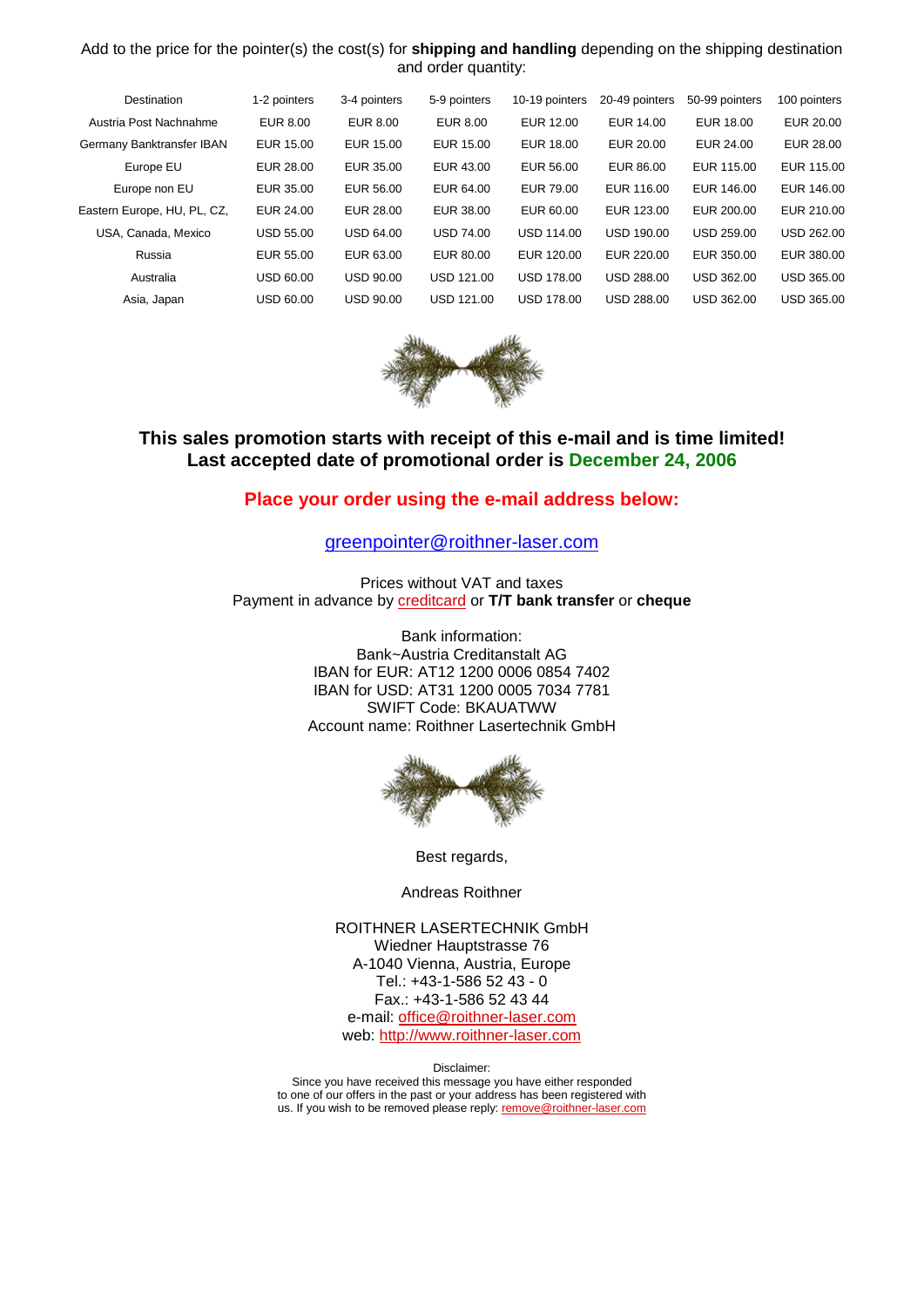Add to the price for the pointer(s) the cost(s) for **shipping and handling** depending on the shipping destination and order quantity:

| Destination | 1-2 pointers | 3-4 pointers | 5-9 pointers | 10-19 pointers | 20-49 pointers | 50-99 pointers | 100 pointers |
|---|---|---|---|---|---|---|---|
| Austria Post Nachnahme | EUR 8.00 | EUR 8.00 | EUR 8.00 | EUR 12.00 | EUR 14.00 | EUR 18.00 | EUR 20.00 |
| Germany Banktransfer IBAN | EUR 15.00 | EUR 15.00 | EUR 15.00 | EUR 18.00 | EUR 20.00 | EUR 24.00 | EUR 28.00 |
| Europe EU | EUR 28.00 | EUR 35.00 | EUR 43.00 | EUR 56.00 | EUR 86.00 | EUR 115.00 | EUR 115.00 |
| Europe non EU | EUR 35.00 | EUR 56.00 | EUR 64.00 | EUR 79.00 | EUR 116.00 | EUR 146.00 | EUR 146.00 |
| Eastern Europe, HU, PL, CZ, | EUR 24.00 | EUR 28.00 | EUR 38.00 | EUR 60.00 | EUR 123.00 | EUR 200.00 | EUR 210.00 |
| USA, Canada, Mexico | USD 55.00 | USD 64.00 | USD 74.00 | USD 114.00 | USD 190.00 | USD 259.00 | USD 262.00 |
| Russia | EUR 55.00 | EUR 63.00 | EUR 80.00 | EUR 120.00 | EUR 220.00 | EUR 350.00 | EUR 380.00 |
| Australia | USD 60.00 | USD 90.00 | USD 121.00 | USD 178.00 | USD 288.00 | USD 362.00 | USD 365.00 |
| Asia, Japan | USD 60.00 | USD 90.00 | USD 121.00 | USD 178.00 | USD 288.00 | USD 362.00 | USD 365.00 |

**This sales promotion starts with receipt of this e-mail and is time limited!**
**Last accepted date of promotional order is December 24, 2006**

**Place your order using the e-mail address below:**

greenpointer@roithner-laser.com

Prices without VAT and taxes
Payment in advance by creditcard or **T/T bank transfer** or **cheque**

Bank information:
Bank~Austria Creditanstalt AG
IBAN for EUR: AT12 1200 0006 0854 7402
IBAN for USD: AT31 1200 0005 7034 7781
SWIFT Code: BKAUATWW
Account name: Roithner Lasertechnik GmbH

Best regards,

Andreas Roithner

ROITHNER LASERTECHNIK GmbH
Wiedner Hauptstrasse 76
A-1040 Vienna, Austria, Europe
Tel.: +43-1-586 52 43 - 0
Fax.: +43-1-586 52 43 44
e-mail: office@roithner-laser.com
web: http://www.roithner-laser.com

Disclaimer:
Since you have received this message you have either responded to one of our offers in the past or your address has been registered with us. If you wish to be removed please reply: remove@roithner-laser.com